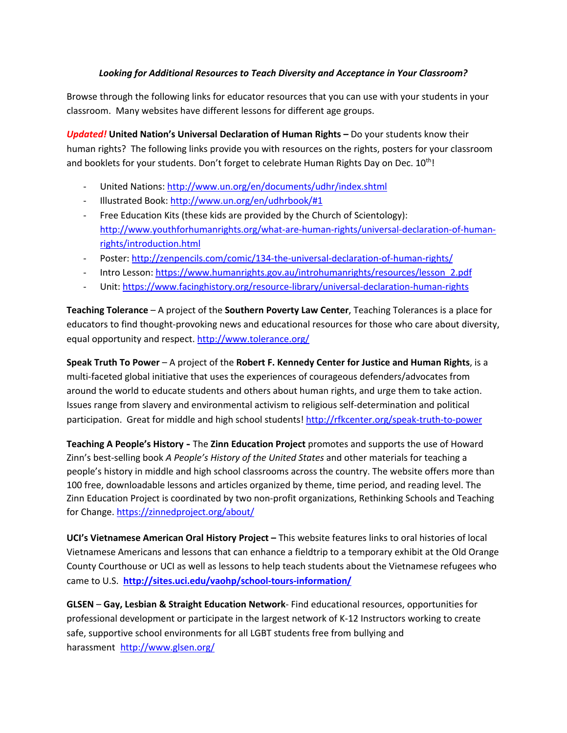***Looking for Additional Resources to Teach Diversity and Acceptance in Your Classroom?***

Browse through the following links for educator resources that you can use with your students in your classroom. Many websites have different lessons for different age groups.

***Updated!*** **United Nation's Universal Declaration of Human Rights –** Do your students know their human rights? The following links provide you with resources on the rights, posters for your classroom and booklets for your students. Don't forget to celebrate Human Rights Day on Dec. 10th!

- United Nations: http://www.un.org/en/documents/udhr/index.shtml
- Illustrated Book: http://www.un.org/en/udhrbook/#1
- Free Education Kits (these kids are provided by the Church of Scientology): http://www.youthforhumanrights.org/what-are-human-rights/universal-declaration-of-human-rights/introduction.html
- Poster: http://zenpencils.com/comic/134-the-universal-declaration-of-human-rights/
- Intro Lesson: https://www.humanrights.gov.au/introhumanrights/resources/lesson_2.pdf
- Unit: https://www.facinghistory.org/resource-library/universal-declaration-human-rights

**Teaching Tolerance** – A project of the **Southern Poverty Law Center**, Teaching Tolerances is a place for educators to find thought-provoking news and educational resources for those who care about diversity, equal opportunity and respect. http://www.tolerance.org/

**Speak Truth To Power** – A project of the **Robert F. Kennedy Center for Justice and Human Rights**, is a multi-faceted global initiative that uses the experiences of courageous defenders/advocates from around the world to educate students and others about human rights, and urge them to take action. Issues range from slavery and environmental activism to religious self-determination and political participation. Great for middle and high school students! http://rfkcenter.org/speak-truth-to-power

**Teaching A People's History -** The **Zinn Education Project** promotes and supports the use of Howard Zinn's best-selling book *A People's History of the United States* and other materials for teaching a people's history in middle and high school classrooms across the country. The website offers more than 100 free, downloadable lessons and articles organized by theme, time period, and reading level. The Zinn Education Project is coordinated by two non-profit organizations, Rethinking Schools and Teaching for Change. https://zinnedproject.org/about/

**UCI's Vietnamese American Oral History Project –** This website features links to oral histories of local Vietnamese Americans and lessons that can enhance a fieldtrip to a temporary exhibit at the Old Orange County Courthouse or UCI as well as lessons to help teach students about the Vietnamese refugees who came to U.S. **http://sites.uci.edu/vaohp/school-tours-information/**

**GLSEN** – **Gay, Lesbian & Straight Education Network**- Find educational resources, opportunities for professional development or participate in the largest network of K-12 Instructors working to create safe, supportive school environments for all LGBT students free from bullying and harassment http://www.glsen.org/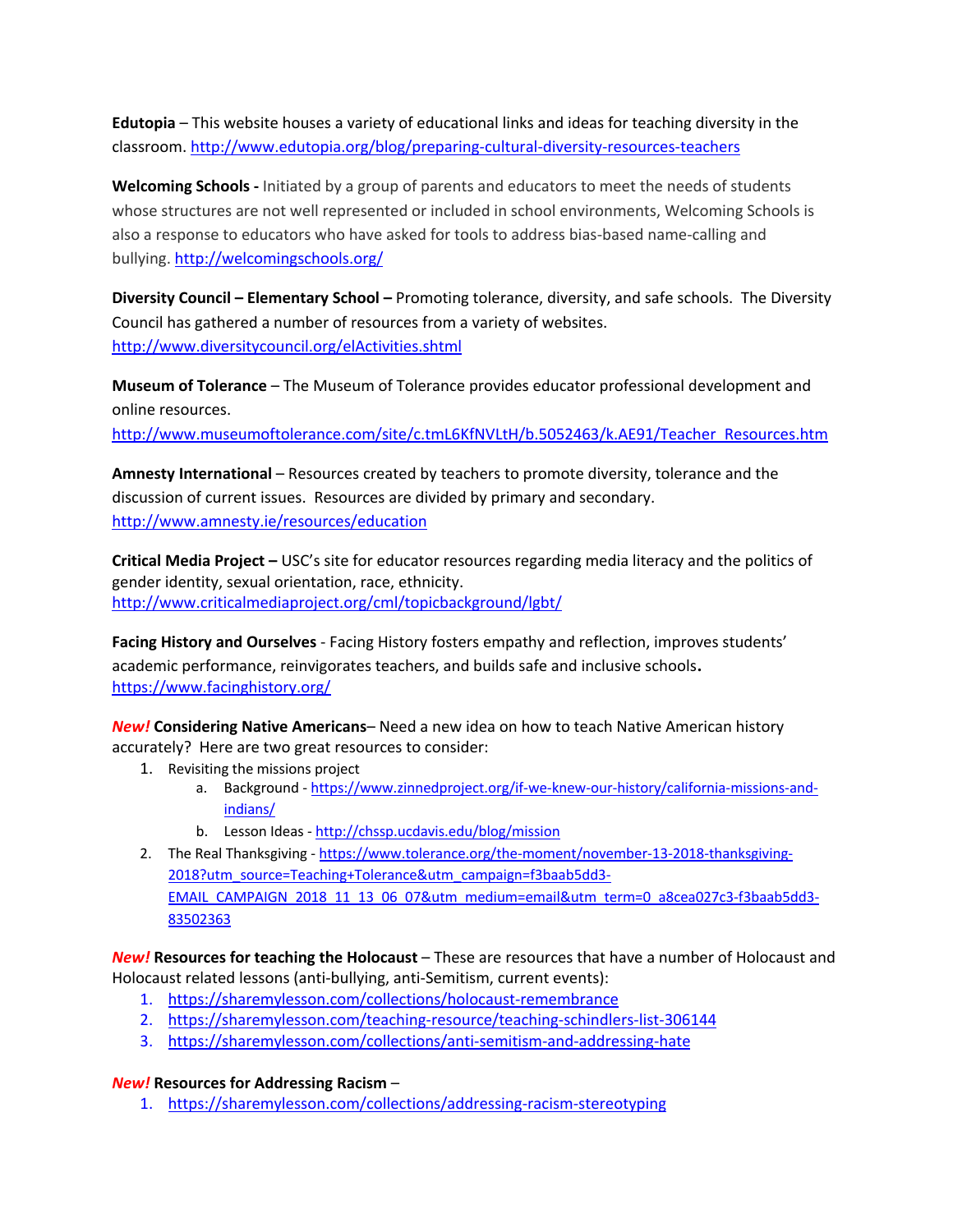**Edutopia** – This website houses a variety of educational links and ideas for teaching diversity in the classroom. http://www.edutopia.org/blog/preparing-cultural-diversity-resources-teachers

**Welcoming Schools -** Initiated by a group of parents and educators to meet the needs of students whose structures are not well represented or included in school environments, Welcoming Schools is also a response to educators who have asked for tools to address bias-based name-calling and bullying. http://welcomingschools.org/

**Diversity Council – Elementary School –** Promoting tolerance, diversity, and safe schools. The Diversity Council has gathered a number of resources from a variety of websites. http://www.diversitycouncil.org/elActivities.shtml

**Museum of Tolerance** – The Museum of Tolerance provides educator professional development and online resources. http://www.museumoftolerance.com/site/c.tmL6KfNVLtH/b.5052463/k.AE91/Teacher_Resources.htm

**Amnesty International** – Resources created by teachers to promote diversity, tolerance and the discussion of current issues. Resources are divided by primary and secondary. http://www.amnesty.ie/resources/education

**Critical Media Project –** USC's site for educator resources regarding media literacy and the politics of gender identity, sexual orientation, race, ethnicity. http://www.criticalmediaproject.org/cml/topicbackground/lgbt/

**Facing History and Ourselves** - Facing History fosters empathy and reflection, improves students' academic performance, reinvigorates teachers, and builds safe and inclusive schools**.** https://www.facinghistory.org/

***New!*** **Considering Native Americans**– Need a new idea on how to teach Native American history accurately? Here are two great resources to consider:

1. Revisiting the missions project
   a. Background - https://www.zinnedproject.org/if-we-knew-our-history/california-missions-and-indians/
   b. Lesson Ideas - http://chssp.ucdavis.edu/blog/mission
2. The Real Thanksgiving - https://www.tolerance.org/the-moment/november-13-2018-thanksgiving-2018?utm_source=Teaching+Tolerance&utm_campaign=f3baab5dd3-EMAIL_CAMPAIGN_2018_11_13_06_07&utm_medium=email&utm_term=0_a8cea027c3-f3baab5dd3-83502363

***New!*** **Resources for teaching the Holocaust** – These are resources that have a number of Holocaust and Holocaust related lessons (anti-bullying, anti-Semitism, current events):

1. https://sharemylesson.com/collections/holocaust-remembrance
2. https://sharemylesson.com/teaching-resource/teaching-schindlers-list-306144
3. https://sharemylesson.com/collections/anti-semitism-and-addressing-hate

***New!*** **Resources for Addressing Racism** –

1. https://sharemylesson.com/collections/addressing-racism-stereotyping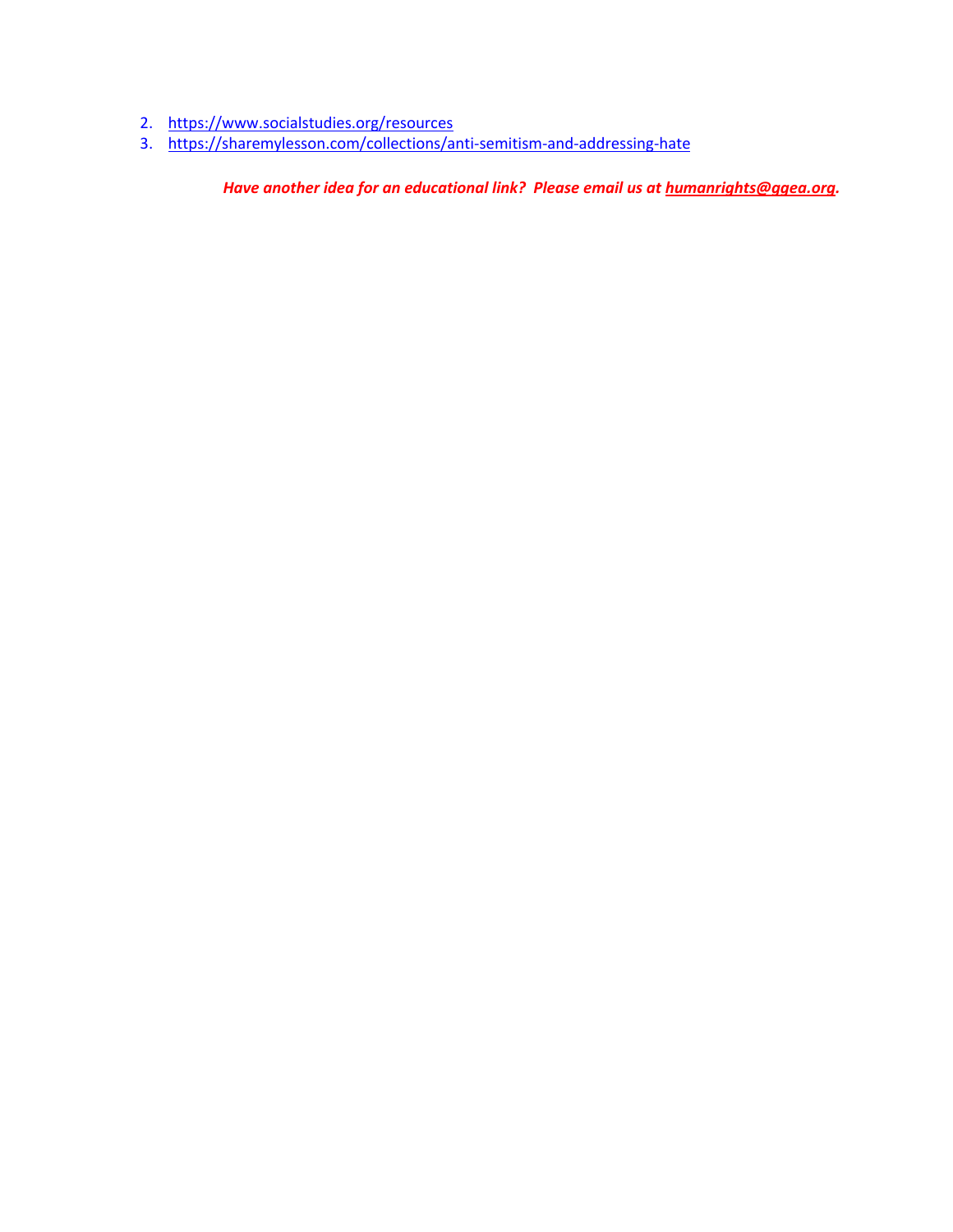2. https://www.socialstudies.org/resources
3. https://sharemylesson.com/collections/anti-semitism-and-addressing-hate

***Have another idea for an educational link? Please email us at humanrights@ggea.org.***